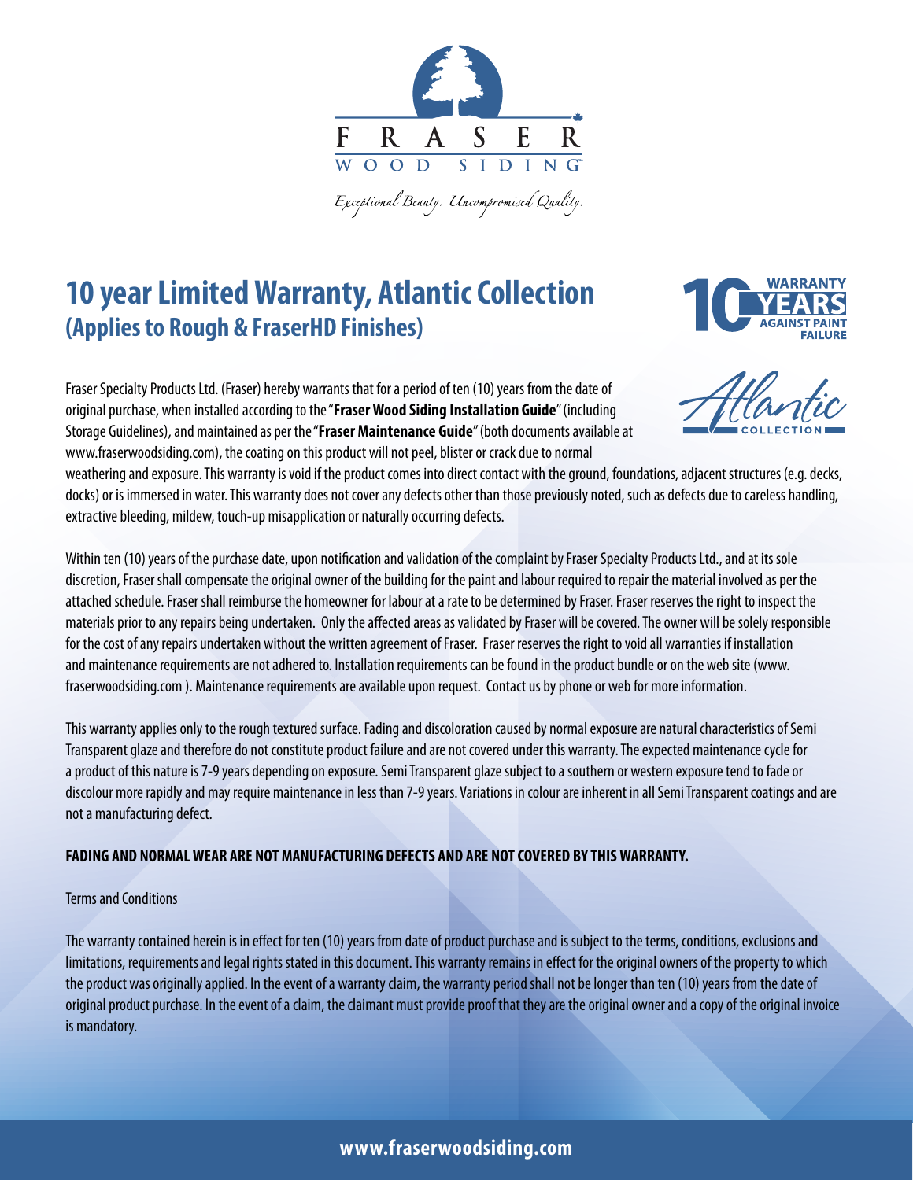FRASER
WOOD SIDING

*Exceptional Beauty. Uncompromised Quality.*

# 10 year Limited Warranty, Atlantic Collection
## (Applies to Rough & FraserHD Finishes)

10 WARRANTY YEARS AGAINST PAINT FAILURE

Atlantic COLLECTION

Fraser Specialty Products Ltd. (Fraser) hereby warrants that for a period of ten (10) years from the date of original purchase, when installed according to the "**Fraser Wood Siding Installation Guide**" (including Storage Guidelines), and maintained as per the "**Fraser Maintenance Guide**" (both documents available at www.fraserwoodsiding.com), the coating on this product will not peel, blister or crack due to normal weathering and exposure. This warranty is void if the product comes into direct contact with the ground, foundations, adjacent structures (e.g. decks, docks) or is immersed in water. This warranty does not cover any defects other than those previously noted, such as defects due to careless handling, extractive bleeding, mildew, touch-up misapplication or naturally occurring defects.

Within ten (10) years of the purchase date, upon notification and validation of the complaint by Fraser Specialty Products Ltd., and at its sole discretion, Fraser shall compensate the original owner of the building for the paint and labour required to repair the material involved as per the attached schedule. Fraser shall reimburse the homeowner for labour at a rate to be determined by Fraser. Fraser reserves the right to inspect the materials prior to any repairs being undertaken. Only the affected areas as validated by Fraser will be covered. The owner will be solely responsible for the cost of any repairs undertaken without the written agreement of Fraser. Fraser reserves the right to void all warranties if installation and maintenance requirements are not adhered to. Installation requirements can be found in the product bundle or on the web site (www. fraserwoodsiding.com ). Maintenance requirements are available upon request. Contact us by phone or web for more information.

This warranty applies only to the rough textured surface. Fading and discoloration caused by normal exposure are natural characteristics of Semi Transparent glaze and therefore do not constitute product failure and are not covered under this warranty. The expected maintenance cycle for a product of this nature is 7-9 years depending on exposure. Semi Transparent glaze subject to a southern or western exposure tend to fade or discolour more rapidly and may require maintenance in less than 7-9 years. Variations in colour are inherent in all Semi Transparent coatings and are not a manufacturing defect.

**FADING AND NORMAL WEAR ARE NOT MANUFACTURING DEFECTS AND ARE NOT COVERED BY THIS WARRANTY.**

Terms and Conditions

The warranty contained herein is in effect for ten (10) years from date of product purchase and is subject to the terms, conditions, exclusions and limitations, requirements and legal rights stated in this document. This warranty remains in effect for the original owners of the property to which the product was originally applied. In the event of a warranty claim, the warranty period shall not be longer than ten (10) years from the date of original product purchase. In the event of a claim, the claimant must provide proof that they are the original owner and a copy of the original invoice is mandatory.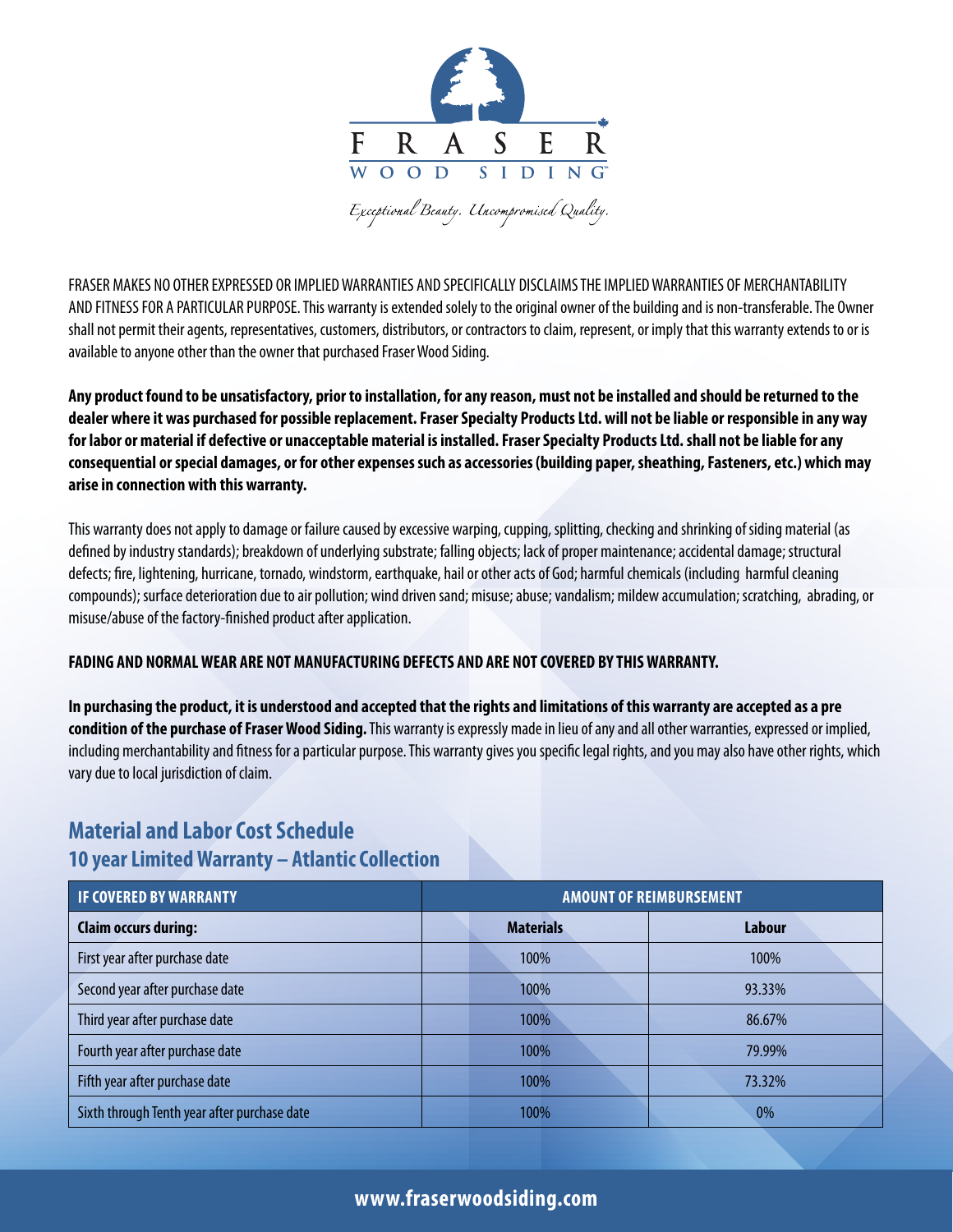FRASER WOOD SIDING

*Exceptional Beauty. Uncompromised Quality.*

FRASER MAKES NO OTHER EXPRESSED OR IMPLIED WARRANTIES AND SPECIFICALLY DISCLAIMS THE IMPLIED WARRANTIES OF MERCHANTABILITY AND FITNESS FOR A PARTICULAR PURPOSE. This warranty is extended solely to the original owner of the building and is non-transferable. The Owner shall not permit their agents, representatives, customers, distributors, or contractors to claim, represent, or imply that this warranty extends to or is available to anyone other than the owner that purchased Fraser Wood Siding.

**Any product found to be unsatisfactory, prior to installation, for any reason, must not be installed and should be returned to the dealer where it was purchased for possible replacement. Fraser Specialty Products Ltd. will not be liable or responsible in any way for labor or material if defective or unacceptable material is installed. Fraser Specialty Products Ltd. shall not be liable for any consequential or special damages, or for other expenses such as accessories (building paper, sheathing, Fasteners, etc.) which may arise in connection with this warranty.**

This warranty does not apply to damage or failure caused by excessive warping, cupping, splitting, checking and shrinking of siding material (as defined by industry standards); breakdown of underlying substrate; falling objects; lack of proper maintenance; accidental damage; structural defects; fire, lightening, hurricane, tornado, windstorm, earthquake, hail or other acts of God; harmful chemicals (including harmful cleaning compounds); surface deterioration due to air pollution; wind driven sand; misuse; abuse; vandalism; mildew accumulation; scratching, abrading, or misuse/abuse of the factory-finished product after application.

**FADING AND NORMAL WEAR ARE NOT MANUFACTURING DEFECTS AND ARE NOT COVERED BY THIS WARRANTY.**

**In purchasing the product, it is understood and accepted that the rights and limitations of this warranty are accepted as a pre condition of the purchase of Fraser Wood Siding.** This warranty is expressly made in lieu of any and all other warranties, expressed or implied, including merchantability and fitness for a particular purpose. This warranty gives you specific legal rights, and you may also have other rights, which vary due to local jurisdiction of claim.

## Material and Labor Cost Schedule
## 10 year Limited Warranty – Atlantic Collection

| IF COVERED BY WARRANTY | AMOUNT OF REIMBURSEMENT | |
|---|---|---|
| **Claim occurs during:** | **Materials** | **Labour** |
| First year after purchase date | 100% | 100% |
| Second year after purchase date | 100% | 93.33% |
| Third year after purchase date | 100% | 86.67% |
| Fourth year after purchase date | 100% | 79.99% |
| Fifth year after purchase date | 100% | 73.32% |
| Sixth through Tenth year after purchase date | 100% | 0% |

**www.fraserwoodsiding.com**